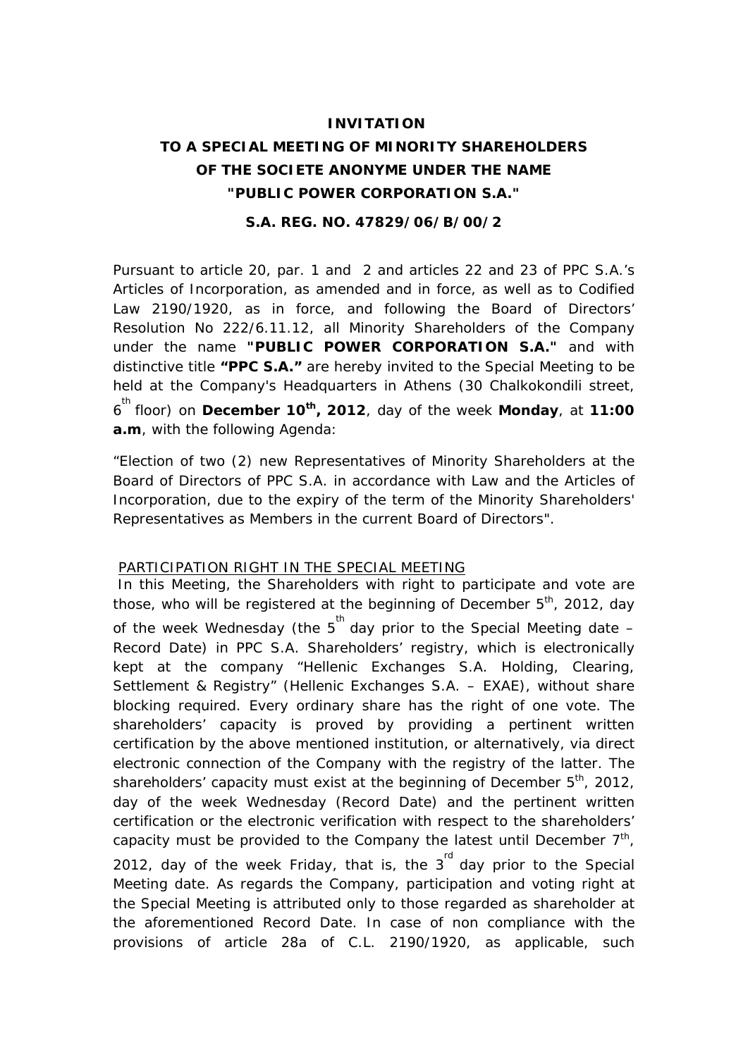# INVITATION
# TO A SPECIAL MEETING OF MINORITY SHAREHOLDERS OF THE SOCIETE ANONYME UNDER THE NAME "PUBLIC POWER CORPORATION S.A."

**S.A. REG. NO. 47829/06/B/00/2**

Pursuant to article 20, par. 1 and 2 and articles 22 and 23 of PPC S.A.'s Articles of Incorporation, as amended and in force, as well as to Codified Law 2190/1920, as in force, and following the Board of Directors' Resolution No 222/6.11.12, all Minority Shareholders of the Company under the name **"PUBLIC POWER CORPORATION S.A."** and with distinctive title **"PPC S.A."** are hereby invited to the Special Meeting to be held at the Company's Headquarters in Athens (30 Chalkokondili street, 6th floor) on **December 10th, 2012**, day of the week **Monday**, at **11:00 a.m**, with the following Agenda:

"Election of two (2) new Representatives of Minority Shareholders at the Board of Directors of PPC S.A. in accordance with Law and the Articles of Incorporation, due to the expiry of the term of the Minority Shareholders' Representatives as Members in the current Board of Directors".

PARTICIPATION RIGHT IN THE SPECIAL MEETING

In this Meeting, the Shareholders with right to participate and vote are those, who will be registered at the beginning of December 5th, 2012, day of the week Wednesday (the 5th day prior to the Special Meeting date – Record Date) in PPC S.A. Shareholders' registry, which is electronically kept at the company "Hellenic Exchanges S.A. Holding, Clearing, Settlement & Registry" (Hellenic Exchanges S.A. – EXAE), without share blocking required. Every ordinary share has the right of one vote. The shareholders' capacity is proved by providing a pertinent written certification by the above mentioned institution, or alternatively, via direct electronic connection of the Company with the registry of the latter. The shareholders' capacity must exist at the beginning of December 5th, 2012, day of the week Wednesday (Record Date) and the pertinent written certification or the electronic verification with respect to the shareholders' capacity must be provided to the Company the latest until December 7th, 2012, day of the week Friday, that is, the 3rd day prior to the Special Meeting date. As regards the Company, participation and voting right at the Special Meeting is attributed only to those regarded as shareholder at the aforementioned Record Date. In case of non compliance with the provisions of article 28a of C.L. 2190/1920, as applicable, such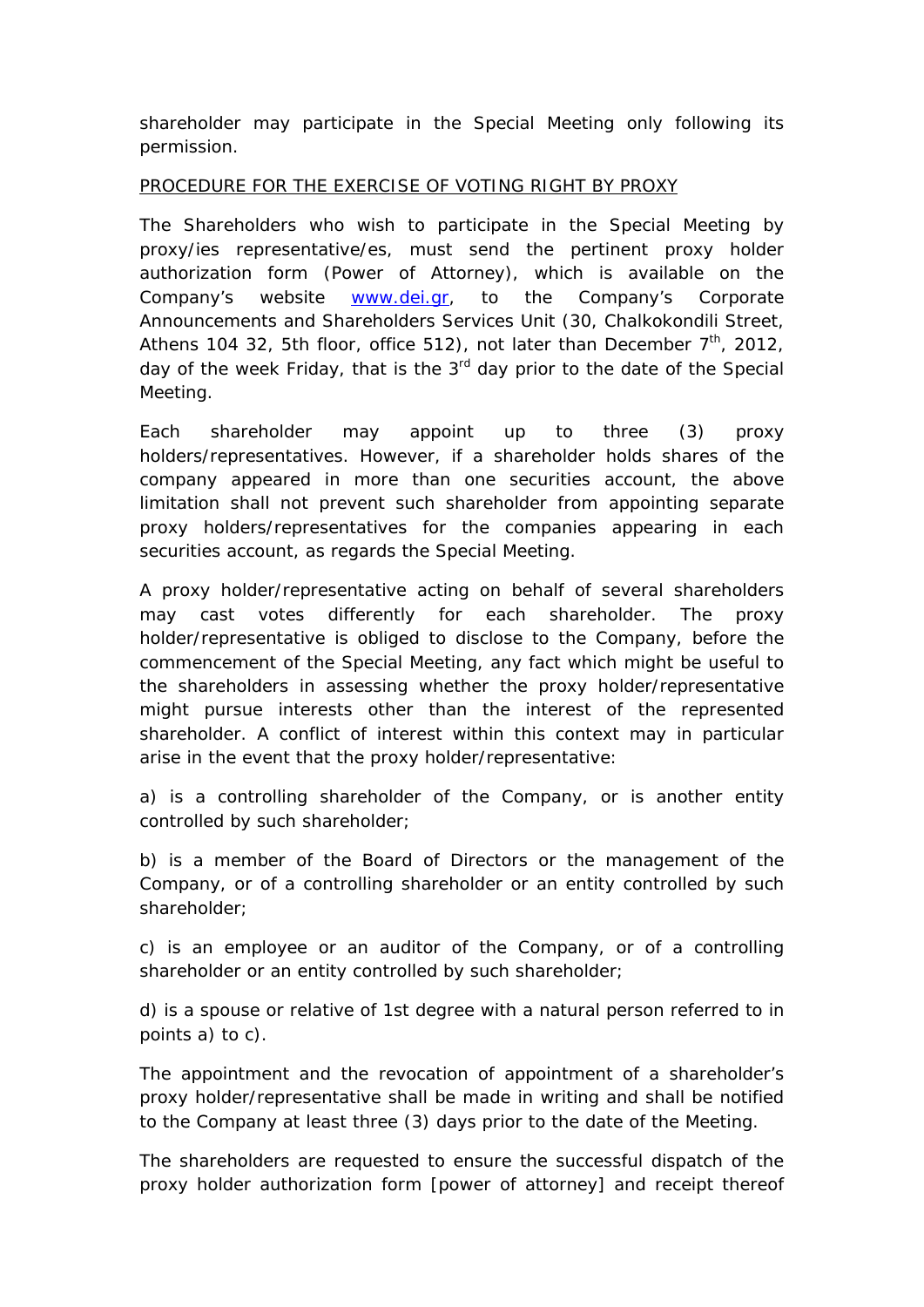shareholder may participate in the Special Meeting only following its permission.

PROCEDURE FOR THE EXERCISE OF VOTING RIGHT BY PROXY

The Shareholders who wish to participate in the Special Meeting by proxy/ies representative/es, must send the pertinent proxy holder authorization form (Power of Attorney), which is available on the Company's website www.dei.gr, to the Company's Corporate Announcements and Shareholders Services Unit (30, Chalkokondili Street, Athens 104 32, 5th floor, office 512), not later than December 7th, 2012, day of the week Friday, that is the 3rd day prior to the date of the Special Meeting.

Each shareholder may appoint up to three (3) proxy holders/representatives. However, if a shareholder holds shares of the company appeared in more than one securities account, the above limitation shall not prevent such shareholder from appointing separate proxy holders/representatives for the companies appearing in each securities account, as regards the Special Meeting.

A proxy holder/representative acting on behalf of several shareholders may cast votes differently for each shareholder. The proxy holder/representative is obliged to disclose to the Company, before the commencement of the Special Meeting, any fact which might be useful to the shareholders in assessing whether the proxy holder/representative might pursue interests other than the interest of the represented shareholder. A conflict of interest within this context may in particular arise in the event that the proxy holder/representative:

a) is a controlling shareholder of the Company, or is another entity controlled by such shareholder;

b) is a member of the Board of Directors or the management of the Company, or of a controlling shareholder or an entity controlled by such shareholder;

c) is an employee or an auditor of the Company, or of a controlling shareholder or an entity controlled by such shareholder;

d) is a spouse or relative of 1st degree with a natural person referred to in points a) to c).

The appointment and the revocation of appointment of a shareholder's proxy holder/representative shall be made in writing and shall be notified to the Company at least three (3) days prior to the date of the Meeting.

The shareholders are requested to ensure the successful dispatch of the proxy holder authorization form [power of attorney] and receipt thereof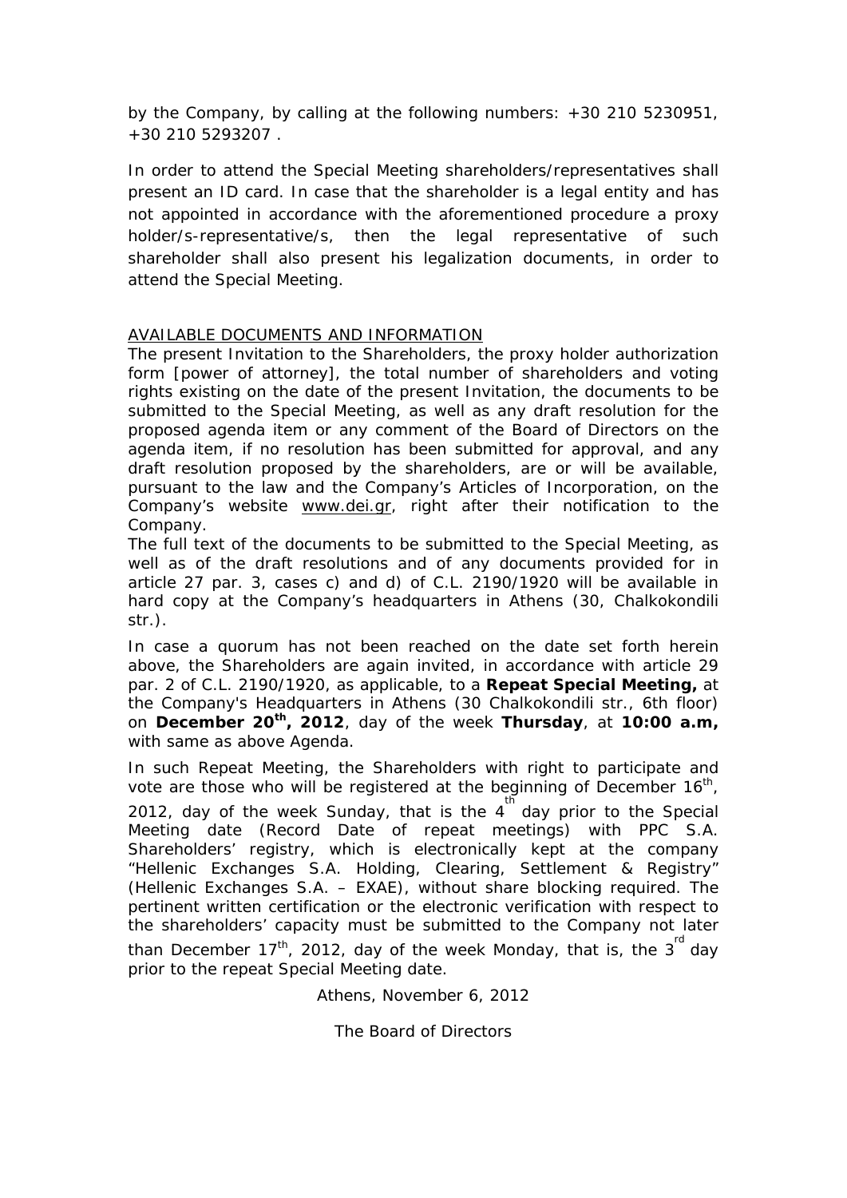by the Company, by calling at the following numbers: +30 210 5230951, +30 210 5293207 .

In order to attend the Special Meeting shareholders/representatives shall present an ID card. In case that the shareholder is a legal entity and has not appointed in accordance with the aforementioned procedure a proxy holder/s-representative/s, then the legal representative of such shareholder shall also present his legalization documents, in order to attend the Special Meeting.

AVAILABLE DOCUMENTS AND INFORMATION

The present Invitation to the Shareholders, the proxy holder authorization form [power of attorney], the total number of shareholders and voting rights existing on the date of the present Invitation, the documents to be submitted to the Special Meeting, as well as any draft resolution for the proposed agenda item or any comment of the Board of Directors on the agenda item, if no resolution has been submitted for approval, and any draft resolution proposed by the shareholders, are or will be available, pursuant to the law and the Company's Articles of Incorporation, on the Company's website www.dei.gr, right after their notification to the Company.

The full text of the documents to be submitted to the Special Meeting, as well as of the draft resolutions and of any documents provided for in article 27 par. 3, cases c) and d) of C.L. 2190/1920 will be available in hard copy at the Company's headquarters in Athens (30, Chalkokondili str.).

In case a quorum has not been reached on the date set forth herein above, the Shareholders are again invited, in accordance with article 29 par. 2 of C.L. 2190/1920, as applicable, to a **Repeat Special Meeting,** at the Company's Headquarters in Athens (30 Chalkokondili str., 6th floor) on **December 20th, 2012**, day of the week **Thursday**, at **10:00 a.m,** with same as above Agenda.

In such Repeat Meeting, the Shareholders with right to participate and vote are those who will be registered at the beginning of December 16th, 2012, day of the week Sunday, that is the 4th day prior to the Special Meeting date (Record Date of repeat meetings) with PPC S.A. Shareholders' registry, which is electronically kept at the company "Hellenic Exchanges S.A. Holding, Clearing, Settlement & Registry" (Hellenic Exchanges S.A. – EXAE), without share blocking required. The pertinent written certification or the electronic verification with respect to the shareholders' capacity must be submitted to the Company not later than December 17th, 2012, day of the week Monday, that is, the 3rd day prior to the repeat Special Meeting date.

Athens, November 6, 2012

The Board of Directors